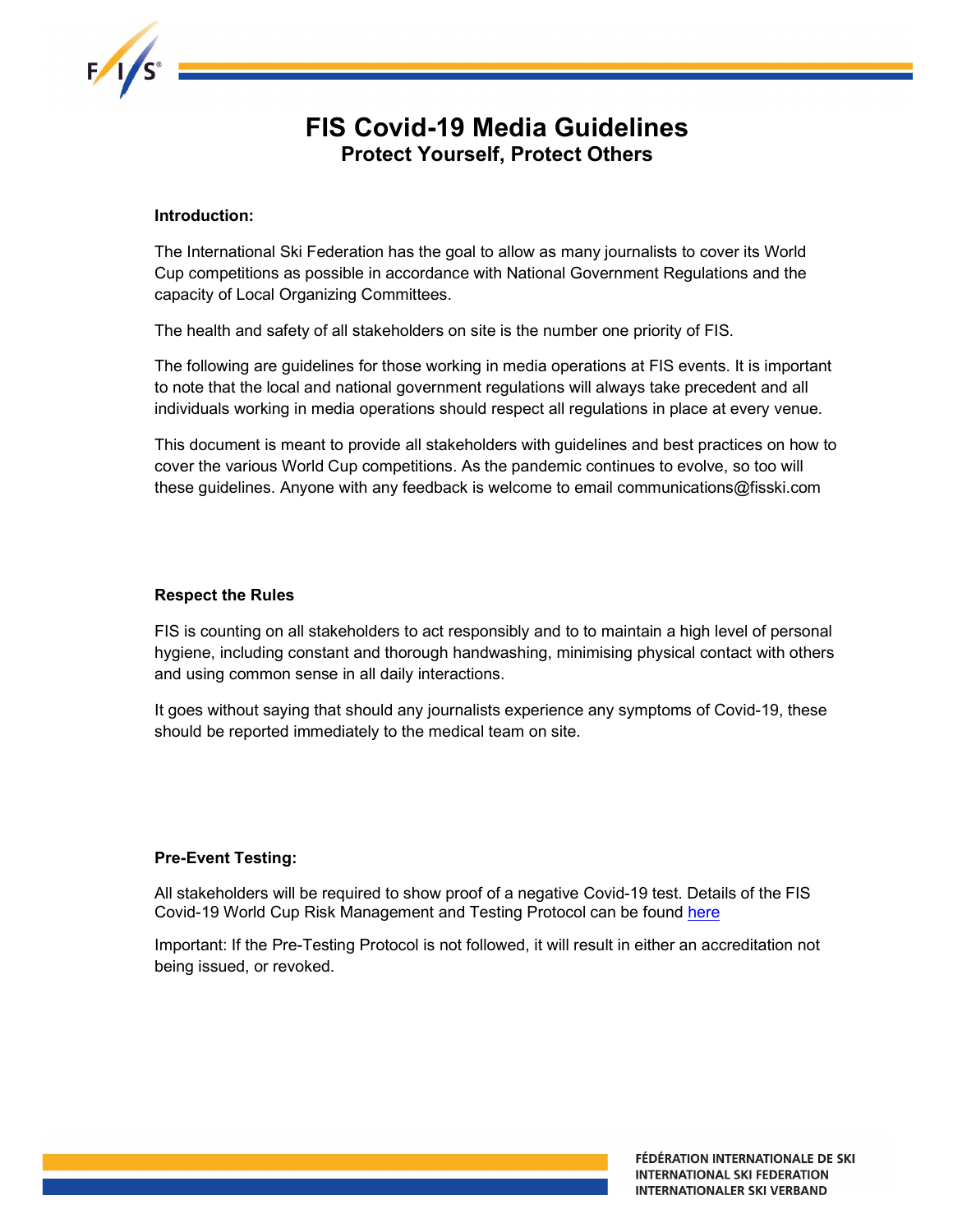# FIS Covid-19 Media Guidelines

## Protect Yourself, Protect Others

**Introduction:**

The International Ski Federation has the goal to allow as many journalists to cover its World Cup competitions as possible in accordance with National Government Regulations and the capacity of Local Organizing Committees.

The health and safety of all stakeholders on site is the number one priority of FIS.

The following are guidelines for those working in media operations at FIS events. It is important to note that the local and national government regulations will always take precedent and all individuals working in media operations should respect all regulations in place at every venue.

This document is meant to provide all stakeholders with guidelines and best practices on how to cover the various World Cup competitions. As the pandemic continues to evolve, so too will these guidelines. Anyone with any feedback is welcome to email communications@fisski.com

**Respect the Rules**

FIS is counting on all stakeholders to act responsibly and to to maintain a high level of personal hygiene, including constant and thorough handwashing, minimising physical contact with others and using common sense in all daily interactions.

It goes without saying that should any journalists experience any symptoms of Covid-19, these should be reported immediately to the medical team on site.

**Pre-Event Testing:**

All stakeholders will be required to show proof of a negative Covid-19 test. Details of the FIS Covid-19 World Cup Risk Management and Testing Protocol can be found here

Important: If the Pre-Testing Protocol is not followed, it will result in either an accreditation not being issued, or revoked.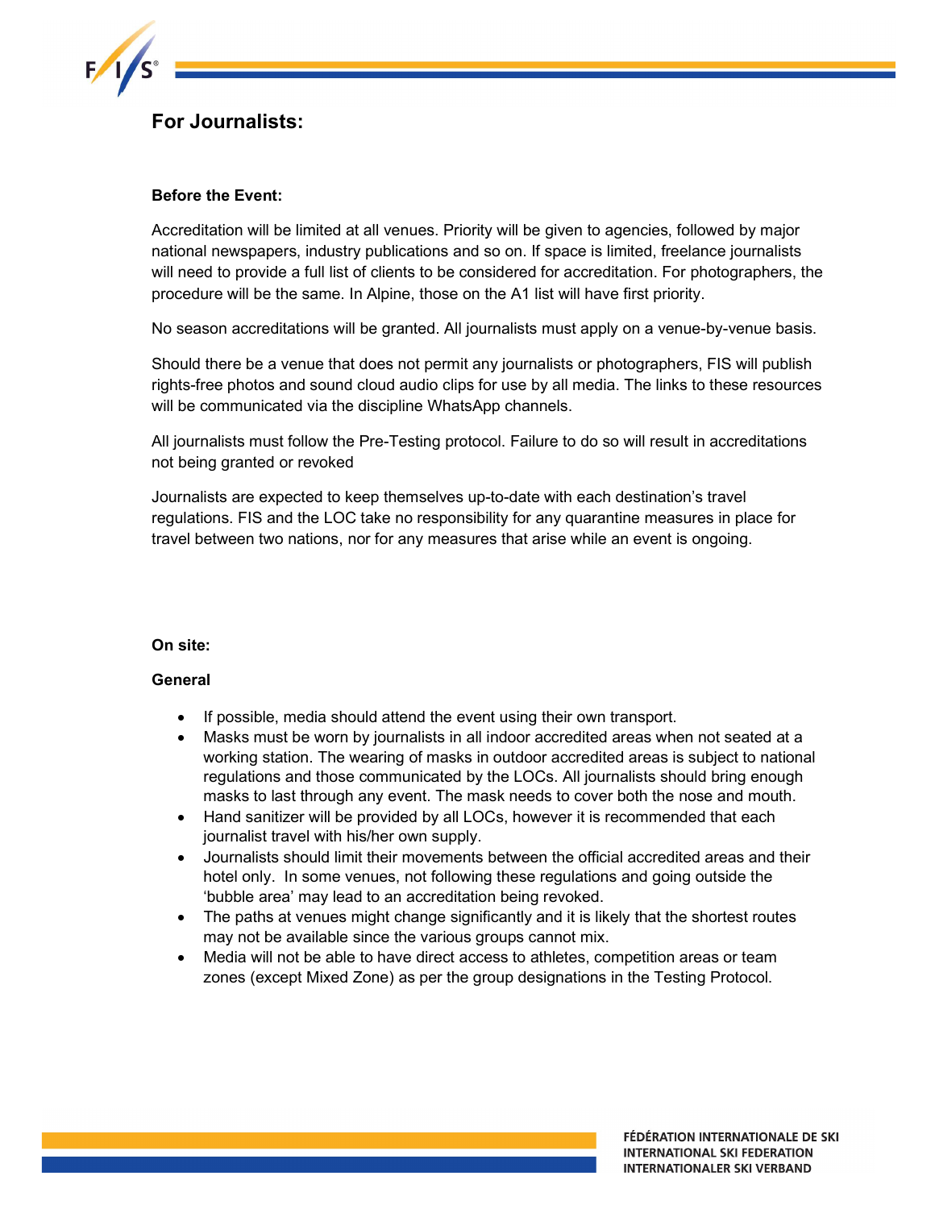## For Journalists:

**Before the Event:**

Accreditation will be limited at all venues. Priority will be given to agencies, followed by major national newspapers, industry publications and so on. If space is limited, freelance journalists will need to provide a full list of clients to be considered for accreditation. For photographers, the procedure will be the same. In Alpine, those on the A1 list will have first priority.

No season accreditations will be granted. All journalists must apply on a venue-by-venue basis.

Should there be a venue that does not permit any journalists or photographers, FIS will publish rights-free photos and sound cloud audio clips for use by all media. The links to these resources will be communicated via the discipline WhatsApp channels.

All journalists must follow the Pre-Testing protocol. Failure to do so will result in accreditations not being granted or revoked

Journalists are expected to keep themselves up-to-date with each destination's travel regulations. FIS and the LOC take no responsibility for any quarantine measures in place for travel between two nations, nor for any measures that arise while an event is ongoing.

**On site:**

**General**

- If possible, media should attend the event using their own transport.
- Masks must be worn by journalists in all indoor accredited areas when not seated at a working station. The wearing of masks in outdoor accredited areas is subject to national regulations and those communicated by the LOCs. All journalists should bring enough masks to last through any event. The mask needs to cover both the nose and mouth.
- Hand sanitizer will be provided by all LOCs, however it is recommended that each journalist travel with his/her own supply.
- Journalists should limit their movements between the official accredited areas and their hotel only. In some venues, not following these regulations and going outside the 'bubble area' may lead to an accreditation being revoked.
- The paths at venues might change significantly and it is likely that the shortest routes may not be available since the various groups cannot mix.
- Media will not be able to have direct access to athletes, competition areas or team zones (except Mixed Zone) as per the group designations in the Testing Protocol.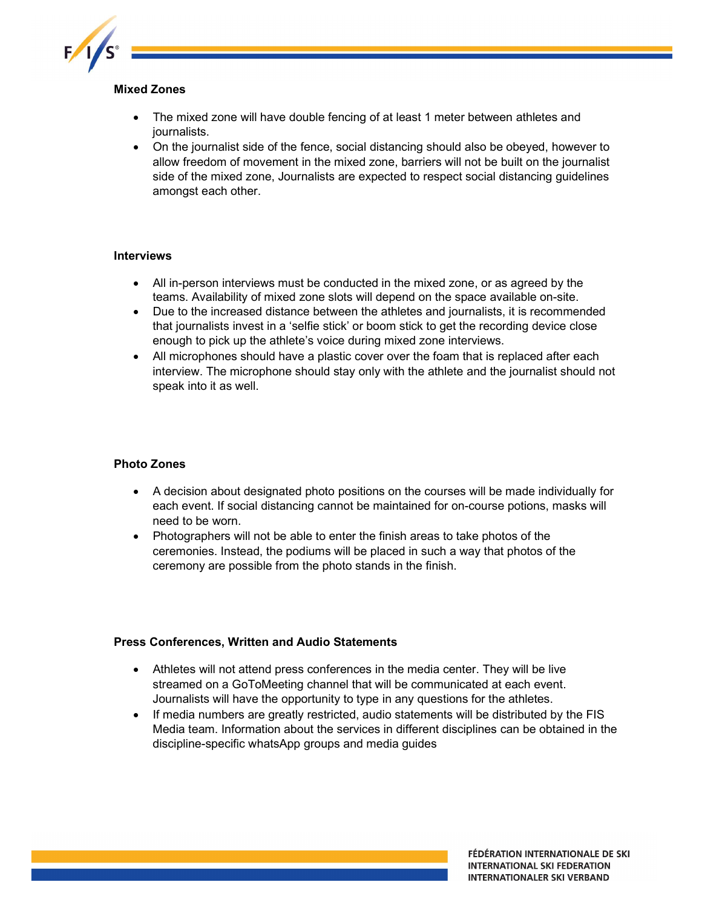**Mixed Zones**

- The mixed zone will have double fencing of at least 1 meter between athletes and journalists.
- On the journalist side of the fence, social distancing should also be obeyed, however to allow freedom of movement in the mixed zone, barriers will not be built on the journalist side of the mixed zone, Journalists are expected to respect social distancing guidelines amongst each other.

**Interviews**

- All in-person interviews must be conducted in the mixed zone, or as agreed by the teams. Availability of mixed zone slots will depend on the space available on-site.
- Due to the increased distance between the athletes and journalists, it is recommended that journalists invest in a 'selfie stick' or boom stick to get the recording device close enough to pick up the athlete's voice during mixed zone interviews.
- All microphones should have a plastic cover over the foam that is replaced after each interview. The microphone should stay only with the athlete and the journalist should not speak into it as well.

**Photo Zones**

- A decision about designated photo positions on the courses will be made individually for each event. If social distancing cannot be maintained for on-course potions, masks will need to be worn.
- Photographers will not be able to enter the finish areas to take photos of the ceremonies. Instead, the podiums will be placed in such a way that photos of the ceremony are possible from the photo stands in the finish.

**Press Conferences, Written and Audio Statements**

- Athletes will not attend press conferences in the media center. They will be live streamed on a GoToMeeting channel that will be communicated at each event. Journalists will have the opportunity to type in any questions for the athletes.
- If media numbers are greatly restricted, audio statements will be distributed by the FIS Media team. Information about the services in different disciplines can be obtained in the discipline-specific whatsApp groups and media guides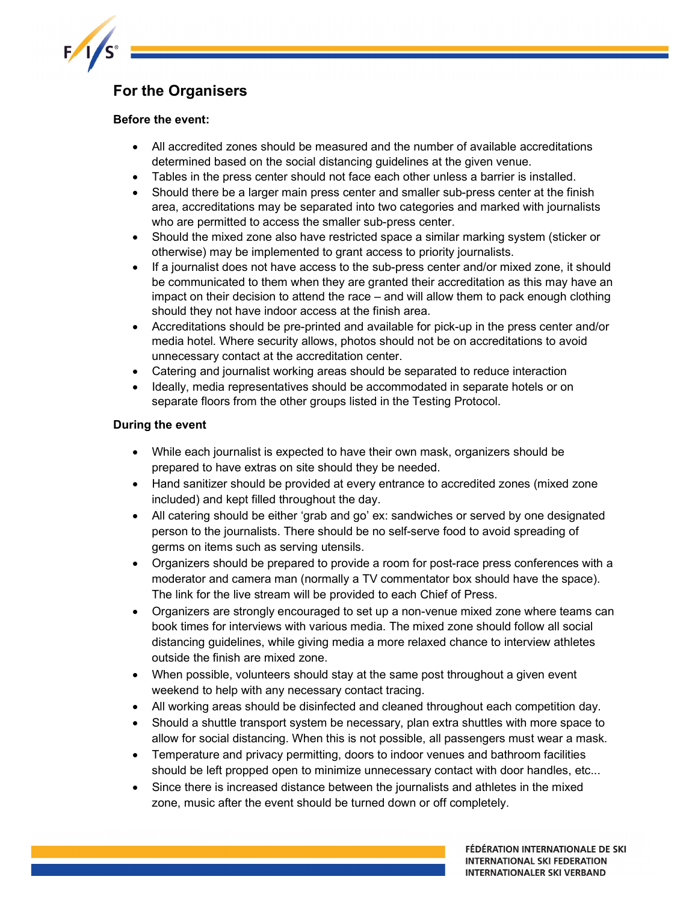## For the Organisers

**Before the event:**

- All accredited zones should be measured and the number of available accreditations determined based on the social distancing guidelines at the given venue.
- Tables in the press center should not face each other unless a barrier is installed.
- Should there be a larger main press center and smaller sub-press center at the finish area, accreditations may be separated into two categories and marked with journalists who are permitted to access the smaller sub-press center.
- Should the mixed zone also have restricted space a similar marking system (sticker or otherwise) may be implemented to grant access to priority journalists.
- If a journalist does not have access to the sub-press center and/or mixed zone, it should be communicated to them when they are granted their accreditation as this may have an impact on their decision to attend the race – and will allow them to pack enough clothing should they not have indoor access at the finish area.
- Accreditations should be pre-printed and available for pick-up in the press center and/or media hotel. Where security allows, photos should not be on accreditations to avoid unnecessary contact at the accreditation center.
- Catering and journalist working areas should be separated to reduce interaction
- Ideally, media representatives should be accommodated in separate hotels or on separate floors from the other groups listed in the Testing Protocol.

**During the event**

- While each journalist is expected to have their own mask, organizers should be prepared to have extras on site should they be needed.
- Hand sanitizer should be provided at every entrance to accredited zones (mixed zone included) and kept filled throughout the day.
- All catering should be either 'grab and go' ex: sandwiches or served by one designated person to the journalists. There should be no self-serve food to avoid spreading of germs on items such as serving utensils.
- Organizers should be prepared to provide a room for post-race press conferences with a moderator and camera man (normally a TV commentator box should have the space). The link for the live stream will be provided to each Chief of Press.
- Organizers are strongly encouraged to set up a non-venue mixed zone where teams can book times for interviews with various media. The mixed zone should follow all social distancing guidelines, while giving media a more relaxed chance to interview athletes outside the finish are mixed zone.
- When possible, volunteers should stay at the same post throughout a given event weekend to help with any necessary contact tracing.
- All working areas should be disinfected and cleaned throughout each competition day.
- Should a shuttle transport system be necessary, plan extra shuttles with more space to allow for social distancing. When this is not possible, all passengers must wear a mask.
- Temperature and privacy permitting, doors to indoor venues and bathroom facilities should be left propped open to minimize unnecessary contact with door handles, etc...
- Since there is increased distance between the journalists and athletes in the mixed zone, music after the event should be turned down or off completely.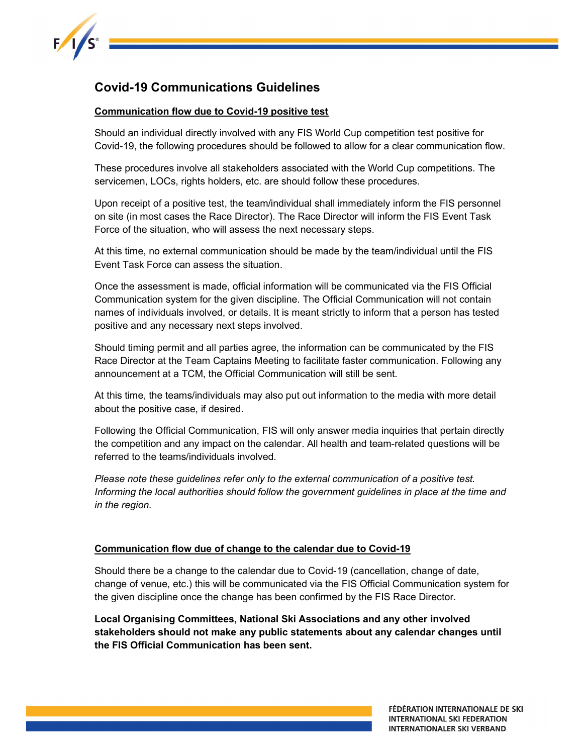# Covid-19 Communications Guidelines

**Communication flow due to Covid-19 positive test**

Should an individual directly involved with any FIS World Cup competition test positive for Covid-19, the following procedures should be followed to allow for a clear communication flow.

These procedures involve all stakeholders associated with the World Cup competitions. The servicemen, LOCs, rights holders, etc. are should follow these procedures.

Upon receipt of a positive test, the team/individual shall immediately inform the FIS personnel on site (in most cases the Race Director). The Race Director will inform the FIS Event Task Force of the situation, who will assess the next necessary steps.

At this time, no external communication should be made by the team/individual until the FIS Event Task Force can assess the situation.

Once the assessment is made, official information will be communicated via the FIS Official Communication system for the given discipline. The Official Communication will not contain names of individuals involved, or details. It is meant strictly to inform that a person has tested positive and any necessary next steps involved.

Should timing permit and all parties agree, the information can be communicated by the FIS Race Director at the Team Captains Meeting to facilitate faster communication. Following any announcement at a TCM, the Official Communication will still be sent.

At this time, the teams/individuals may also put out information to the media with more detail about the positive case, if desired.

Following the Official Communication, FIS will only answer media inquiries that pertain directly the competition and any impact on the calendar. All health and team-related questions will be referred to the teams/individuals involved.

*Please note these guidelines refer only to the external communication of a positive test. Informing the local authorities should follow the government guidelines in place at the time and in the region.*

**Communication flow due of change to the calendar due to Covid-19**

Should there be a change to the calendar due to Covid-19 (cancellation, change of date, change of venue, etc.) this will be communicated via the FIS Official Communication system for the given discipline once the change has been confirmed by the FIS Race Director.

**Local Organising Committees, National Ski Associations and any other involved stakeholders should not make any public statements about any calendar changes until the FIS Official Communication has been sent.**